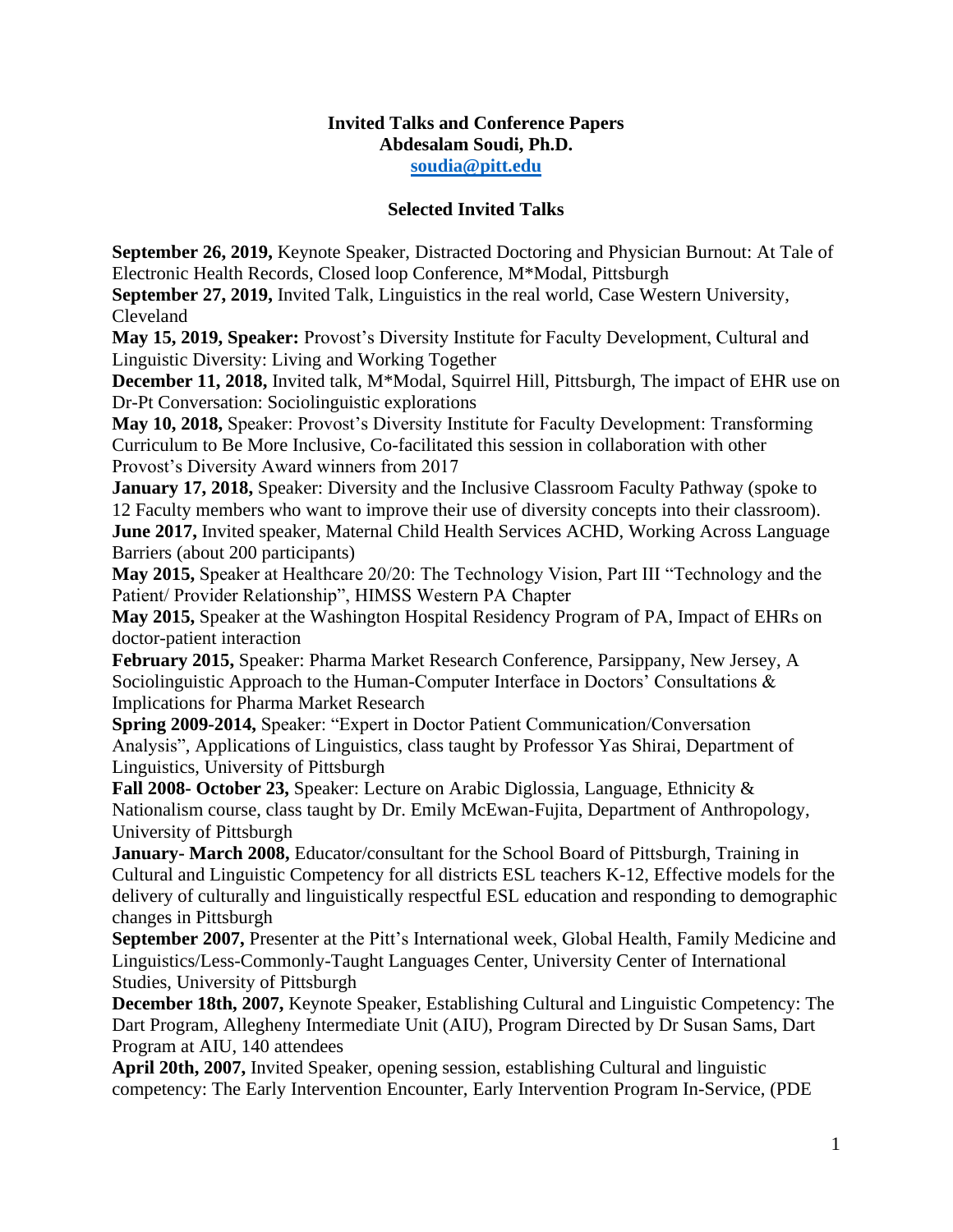# Invited Talks and Conference Papers

**Abdesalam Soudi, Ph.D.**

**soudia@pitt.edu**

## Selected Invited Talks

**September 26, 2019,** Keynote Speaker, Distracted Doctoring and Physician Burnout: At Tale of Electronic Health Records, Closed loop Conference, M*Modal, Pittsburgh

**September 27, 2019,** Invited Talk, Linguistics in the real world, Case Western University, Cleveland

**May 15, 2019, Speaker:** Provost's Diversity Institute for Faculty Development, Cultural and Linguistic Diversity: Living and Working Together

**December 11, 2018,** Invited talk, M*Modal, Squirrel Hill, Pittsburgh, The impact of EHR use on Dr-Pt Conversation: Sociolinguistic explorations

**May 10, 2018,** Speaker: Provost's Diversity Institute for Faculty Development: Transforming Curriculum to Be More Inclusive, Co-facilitated this session in collaboration with other Provost's Diversity Award winners from 2017

**January 17, 2018,** Speaker: Diversity and the Inclusive Classroom Faculty Pathway (spoke to 12 Faculty members who want to improve their use of diversity concepts into their classroom).

**June 2017,** Invited speaker, Maternal Child Health Services ACHD, Working Across Language Barriers (about 200 participants)

**May 2015,** Speaker at Healthcare 20/20: The Technology Vision, Part III "Technology and the Patient/ Provider Relationship", HIMSS Western PA Chapter

**May 2015,** Speaker at the Washington Hospital Residency Program of PA, Impact of EHRs on doctor-patient interaction

**February 2015,** Speaker: Pharma Market Research Conference, Parsippany, New Jersey, A Sociolinguistic Approach to the Human-Computer Interface in Doctors' Consultations & Implications for Pharma Market Research

**Spring 2009-2014,** Speaker: "Expert in Doctor Patient Communication/Conversation Analysis", Applications of Linguistics, class taught by Professor Yas Shirai, Department of Linguistics, University of Pittsburgh

**Fall 2008- October 23,** Speaker: Lecture on Arabic Diglossia, Language, Ethnicity & Nationalism course, class taught by Dr. Emily McEwan-Fujita, Department of Anthropology, University of Pittsburgh

**January- March 2008,** Educator/consultant for the School Board of Pittsburgh, Training in Cultural and Linguistic Competency for all districts ESL teachers K-12, Effective models for the delivery of culturally and linguistically respectful ESL education and responding to demographic changes in Pittsburgh

**September 2007,** Presenter at the Pitt's International week, Global Health, Family Medicine and Linguistics/Less-Commonly-Taught Languages Center, University Center of International Studies, University of Pittsburgh

**December 18th, 2007,** Keynote Speaker, Establishing Cultural and Linguistic Competency: The Dart Program, Allegheny Intermediate Unit (AIU), Program Directed by Dr Susan Sams, Dart Program at AIU, 140 attendees

**April 20th, 2007,** Invited Speaker, opening session, establishing Cultural and linguistic competency: The Early Intervention Encounter, Early Intervention Program In-Service, (PDE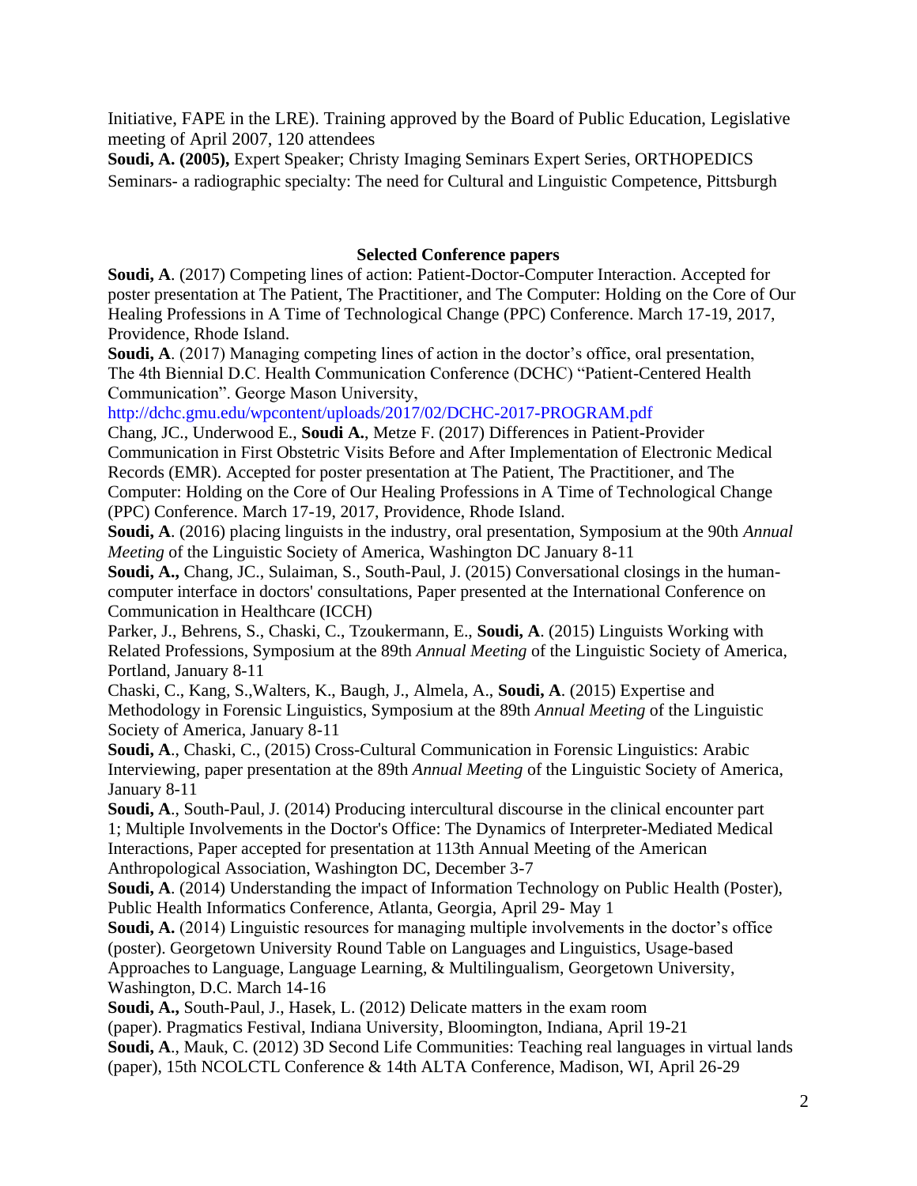Initiative, FAPE in the LRE). Training approved by the Board of Public Education, Legislative meeting of April 2007, 120 attendees

**Soudi, A. (2005),** Expert Speaker; Christy Imaging Seminars Expert Series, ORTHOPEDICS Seminars- a radiographic specialty: The need for Cultural and Linguistic Competence, Pittsburgh

## Selected Conference papers

**Soudi, A**. (2017) Competing lines of action: Patient-Doctor-Computer Interaction. Accepted for poster presentation at The Patient, The Practitioner, and The Computer: Holding on the Core of Our Healing Professions in A Time of Technological Change (PPC) Conference. March 17-19, 2017, Providence, Rhode Island.

**Soudi, A**. (2017) Managing competing lines of action in the doctor's office, oral presentation, The 4th Biennial D.C. Health Communication Conference (DCHC) "Patient-Centered Health Communication". George Mason University, http://dchc.gmu.edu/wpcontent/uploads/2017/02/DCHC-2017-PROGRAM.pdf

Chang, JC., Underwood E., **Soudi A.**, Metze F. (2017) Differences in Patient-Provider Communication in First Obstetric Visits Before and After Implementation of Electronic Medical Records (EMR). Accepted for poster presentation at The Patient, The Practitioner, and The Computer: Holding on the Core of Our Healing Professions in A Time of Technological Change (PPC) Conference. March 17-19, 2017, Providence, Rhode Island.

**Soudi, A**. (2016) placing linguists in the industry, oral presentation, Symposium at the 90th *Annual Meeting* of the Linguistic Society of America, Washington DC January 8-11

**Soudi, A.,** Chang, JC., Sulaiman, S., South-Paul, J. (2015) Conversational closings in the human-computer interface in doctors' consultations, Paper presented at the International Conference on Communication in Healthcare (ICCH)

Parker, J., Behrens, S., Chaski, C., Tzoukermann, E., **Soudi, A**. (2015) Linguists Working with Related Professions, Symposium at the 89th *Annual Meeting* of the Linguistic Society of America, Portland, January 8-11

Chaski, C., Kang, S.,Walters, K., Baugh, J., Almela, A., **Soudi, A**. (2015) Expertise and Methodology in Forensic Linguistics, Symposium at the 89th *Annual Meeting* of the Linguistic Society of America, January 8-11

**Soudi, A**., Chaski, C., (2015) Cross-Cultural Communication in Forensic Linguistics: Arabic Interviewing, paper presentation at the 89th *Annual Meeting* of the Linguistic Society of America, January 8-11

**Soudi, A**., South-Paul, J. (2014) Producing intercultural discourse in the clinical encounter part 1; Multiple Involvements in the Doctor's Office: The Dynamics of Interpreter-Mediated Medical Interactions, Paper accepted for presentation at 113th Annual Meeting of the American Anthropological Association, Washington DC, December 3-7

**Soudi, A**. (2014) Understanding the impact of Information Technology on Public Health (Poster), Public Health Informatics Conference, Atlanta, Georgia, April 29- May 1

**Soudi, A.** (2014) Linguistic resources for managing multiple involvements in the doctor's office (poster). Georgetown University Round Table on Languages and Linguistics, Usage-based Approaches to Language, Language Learning, & Multilingualism, Georgetown University, Washington, D.C. March 14-16

**Soudi, A.,** South-Paul, J., Hasek, L. (2012) Delicate matters in the exam room (paper). Pragmatics Festival, Indiana University, Bloomington, Indiana, April 19-21

**Soudi, A**., Mauk, C. (2012) 3D Second Life Communities: Teaching real languages in virtual lands (paper), 15th NCOLCTL Conference & 14th ALTA Conference, Madison, WI, April 26-29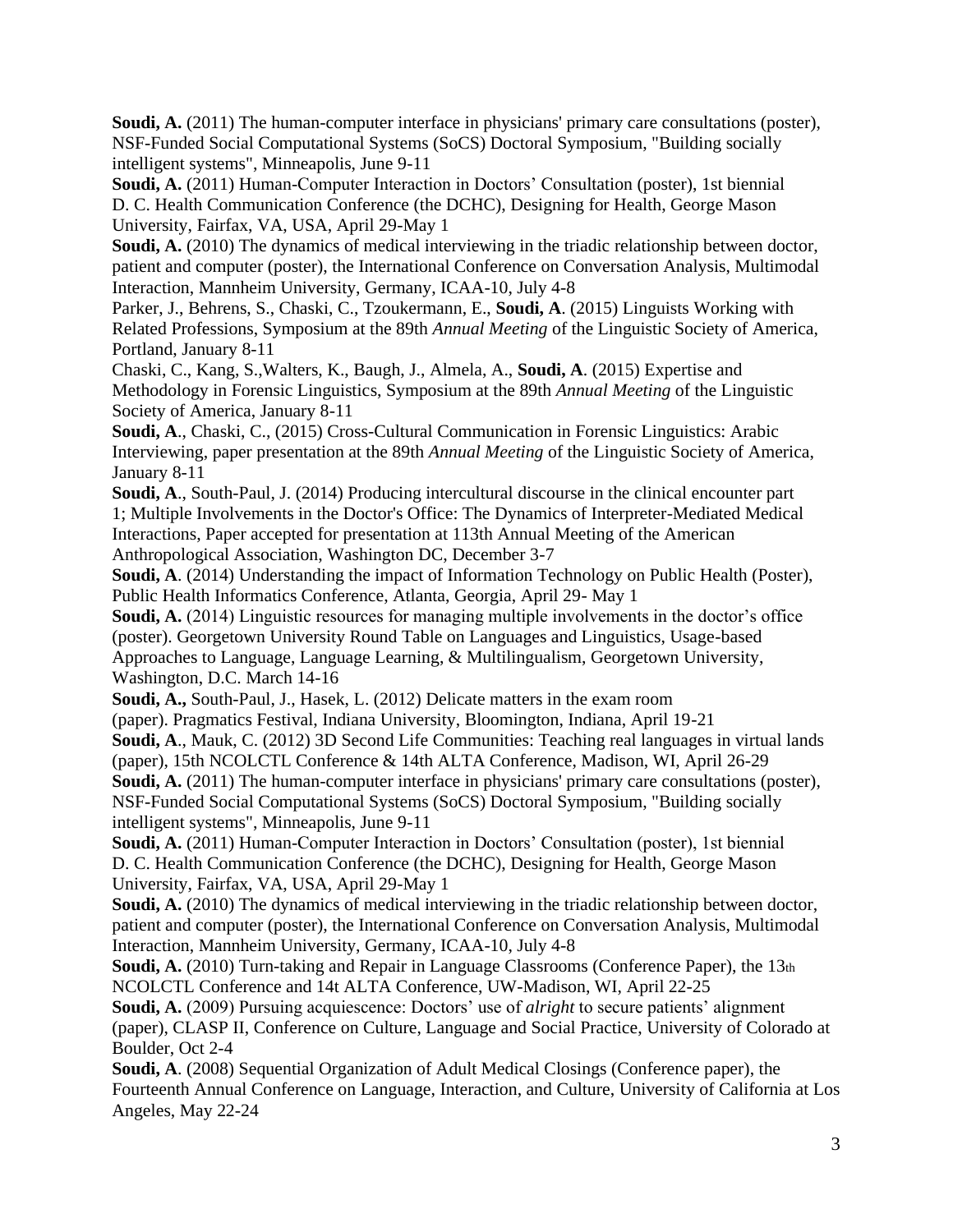**Soudi, A.** (2011) The human-computer interface in physicians' primary care consultations (poster), NSF-Funded Social Computational Systems (SoCS) Doctoral Symposium, "Building socially intelligent systems", Minneapolis, June 9-11

**Soudi, A.** (2011) Human-Computer Interaction in Doctors' Consultation (poster), 1st biennial D. C. Health Communication Conference (the DCHC), Designing for Health, George Mason University, Fairfax, VA, USA, April 29-May 1

**Soudi, A.** (2010) The dynamics of medical interviewing in the triadic relationship between doctor, patient and computer (poster), the International Conference on Conversation Analysis, Multimodal Interaction, Mannheim University, Germany, ICAA-10, July 4-8

Parker, J., Behrens, S., Chaski, C., Tzoukermann, E., **Soudi, A**. (2015) Linguists Working with Related Professions, Symposium at the 89th *Annual Meeting* of the Linguistic Society of America, Portland, January 8-11

Chaski, C., Kang, S.,Walters, K., Baugh, J., Almela, A., **Soudi, A**. (2015) Expertise and Methodology in Forensic Linguistics, Symposium at the 89th *Annual Meeting* of the Linguistic Society of America, January 8-11

**Soudi, A**., Chaski, C., (2015) Cross-Cultural Communication in Forensic Linguistics: Arabic Interviewing, paper presentation at the 89th *Annual Meeting* of the Linguistic Society of America, January 8-11

**Soudi, A**., South-Paul, J. (2014) Producing intercultural discourse in the clinical encounter part 1; Multiple Involvements in the Doctor's Office: The Dynamics of Interpreter-Mediated Medical Interactions, Paper accepted for presentation at 113th Annual Meeting of the American Anthropological Association, Washington DC, December 3-7

**Soudi, A**. (2014) Understanding the impact of Information Technology on Public Health (Poster), Public Health Informatics Conference, Atlanta, Georgia, April 29- May 1

**Soudi, A.** (2014) Linguistic resources for managing multiple involvements in the doctor's office (poster). Georgetown University Round Table on Languages and Linguistics, Usage-based Approaches to Language, Language Learning, & Multilingualism, Georgetown University, Washington, D.C. March 14-16

**Soudi, A.,** South-Paul, J., Hasek, L. (2012) Delicate matters in the exam room (paper). Pragmatics Festival, Indiana University, Bloomington, Indiana, April 19-21

**Soudi, A**., Mauk, C. (2012) 3D Second Life Communities: Teaching real languages in virtual lands (paper), 15th NCOLCTL Conference & 14th ALTA Conference, Madison, WI, April 26-29

**Soudi, A.** (2011) The human-computer interface in physicians' primary care consultations (poster), NSF-Funded Social Computational Systems (SoCS) Doctoral Symposium, "Building socially intelligent systems", Minneapolis, June 9-11

**Soudi, A.** (2011) Human-Computer Interaction in Doctors' Consultation (poster), 1st biennial D. C. Health Communication Conference (the DCHC), Designing for Health, George Mason University, Fairfax, VA, USA, April 29-May 1

**Soudi, A.** (2010) The dynamics of medical interviewing in the triadic relationship between doctor, patient and computer (poster), the International Conference on Conversation Analysis, Multimodal Interaction, Mannheim University, Germany, ICAA-10, July 4-8

**Soudi, A.** (2010) Turn-taking and Repair in Language Classrooms (Conference Paper), the 13th NCOLCTL Conference and 14t ALTA Conference, UW-Madison, WI, April 22-25

**Soudi, A.** (2009) Pursuing acquiescence: Doctors' use of *alright* to secure patients' alignment (paper), CLASP II, Conference on Culture, Language and Social Practice, University of Colorado at Boulder, Oct 2-4

**Soudi, A**. (2008) Sequential Organization of Adult Medical Closings (Conference paper), the Fourteenth Annual Conference on Language, Interaction, and Culture, University of California at Los Angeles, May 22-24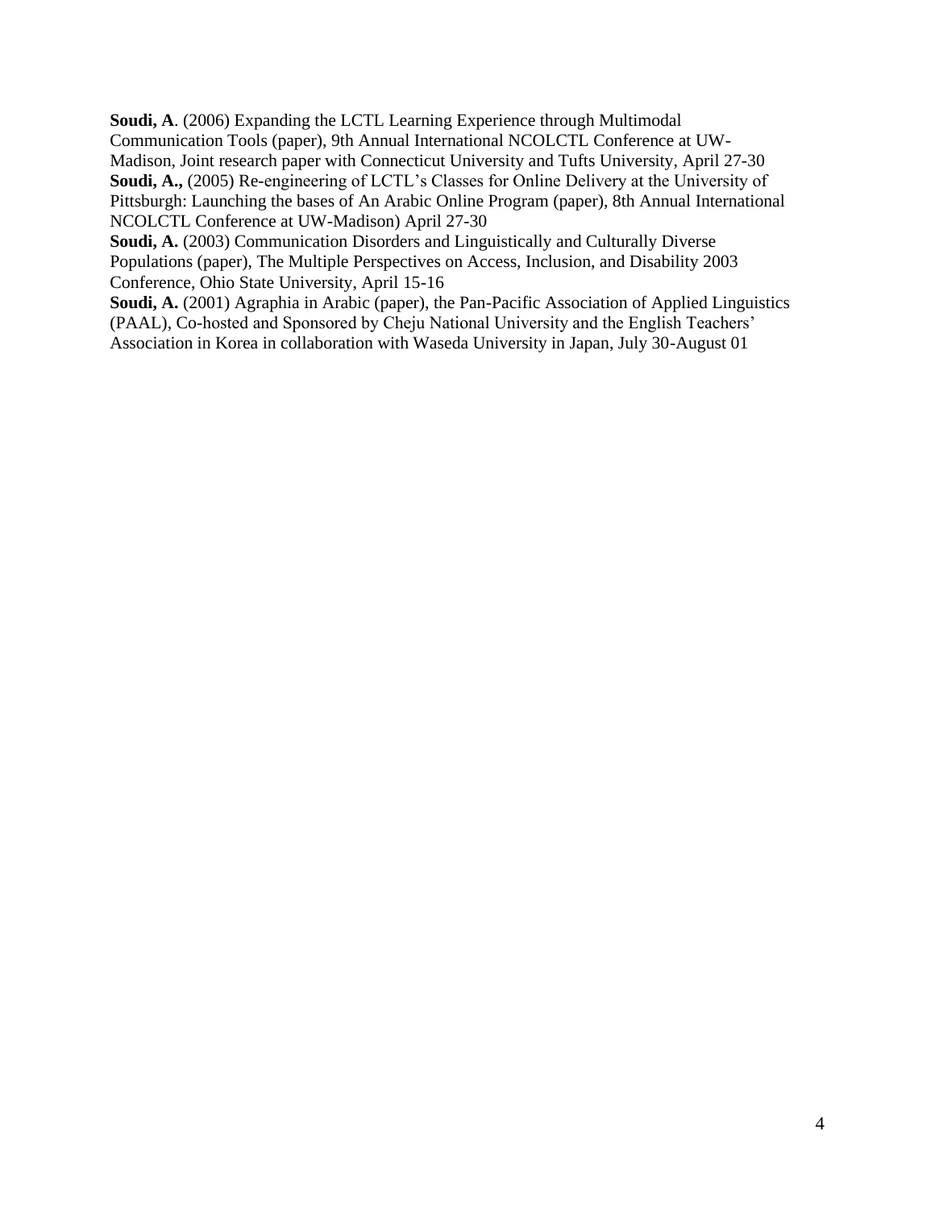**Soudi, A**. (2006) Expanding the LCTL Learning Experience through Multimodal Communication Tools (paper), 9th Annual International NCOLCTL Conference at UW-Madison, Joint research paper with Connecticut University and Tufts University, April 27-30

**Soudi, A.,** (2005) Re-engineering of LCTL's Classes for Online Delivery at the University of Pittsburgh: Launching the bases of An Arabic Online Program (paper), 8th Annual International NCOLCTL Conference at UW-Madison) April 27-30

**Soudi, A.** (2003) Communication Disorders and Linguistically and Culturally Diverse Populations (paper), The Multiple Perspectives on Access, Inclusion, and Disability 2003 Conference, Ohio State University, April 15-16

**Soudi, A.** (2001) Agraphia in Arabic (paper), the Pan-Pacific Association of Applied Linguistics (PAAL), Co-hosted and Sponsored by Cheju National University and the English Teachers' Association in Korea in collaboration with Waseda University in Japan, July 30-August 01